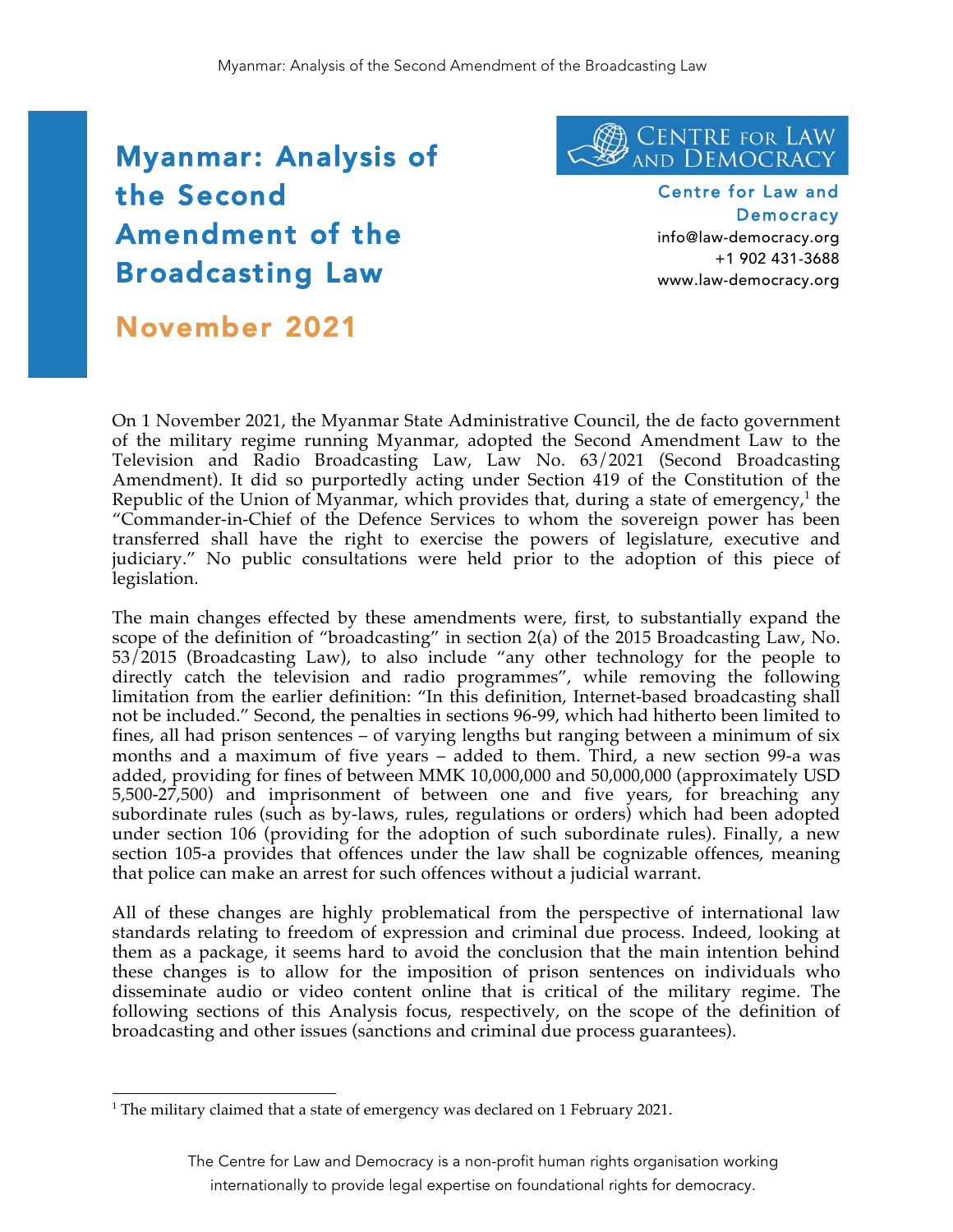# Myanmar: Analysis of the Second Amendment of the Broadcasting Law

## November 2021

**Centre for Law and Democracy**
info@law-democracy.org
+1 902 431-3688
www.law-democracy.org

On 1 November 2021, the Myanmar State Administrative Council, the de facto government of the military regime running Myanmar, adopted the Second Amendment Law to the Television and Radio Broadcasting Law, Law No. 63/2021 (Second Broadcasting Amendment). It did so purportedly acting under Section 419 of the Constitution of the Republic of the Union of Myanmar, which provides that, during a state of emergency,[1] the "Commander-in-Chief of the Defence Services to whom the sovereign power has been transferred shall have the right to exercise the powers of legislature, executive and judiciary." No public consultations were held prior to the adoption of this piece of legislation.

The main changes effected by these amendments were, first, to substantially expand the scope of the definition of "broadcasting" in section 2(a) of the 2015 Broadcasting Law, No. 53/2015 (Broadcasting Law), to also include "any other technology for the people to directly catch the television and radio programmes", while removing the following limitation from the earlier definition: "In this definition, Internet-based broadcasting shall not be included." Second, the penalties in sections 96-99, which had hitherto been limited to fines, all had prison sentences – of varying lengths but ranging between a minimum of six months and a maximum of five years – added to them. Third, a new section 99-a was added, providing for fines of between MMK 10,000,000 and 50,000,000 (approximately USD 5,500-27,500) and imprisonment of between one and five years, for breaching any subordinate rules (such as by-laws, rules, regulations or orders) which had been adopted under section 106 (providing for the adoption of such subordinate rules). Finally, a new section 105-a provides that offences under the law shall be cognizable offences, meaning that police can make an arrest for such offences without a judicial warrant.

All of these changes are highly problematical from the perspective of international law standards relating to freedom of expression and criminal due process. Indeed, looking at them as a package, it seems hard to avoid the conclusion that the main intention behind these changes is to allow for the imposition of prison sentences on individuals who disseminate audio or video content online that is critical of the military regime. The following sections of this Analysis focus, respectively, on the scope of the definition of broadcasting and other issues (sanctions and criminal due process guarantees).

---

[1] The military claimed that a state of emergency was declared on 1 February 2021.

The Centre for Law and Democracy is a non-profit human rights organisation working internationally to provide legal expertise on foundational rights for democracy.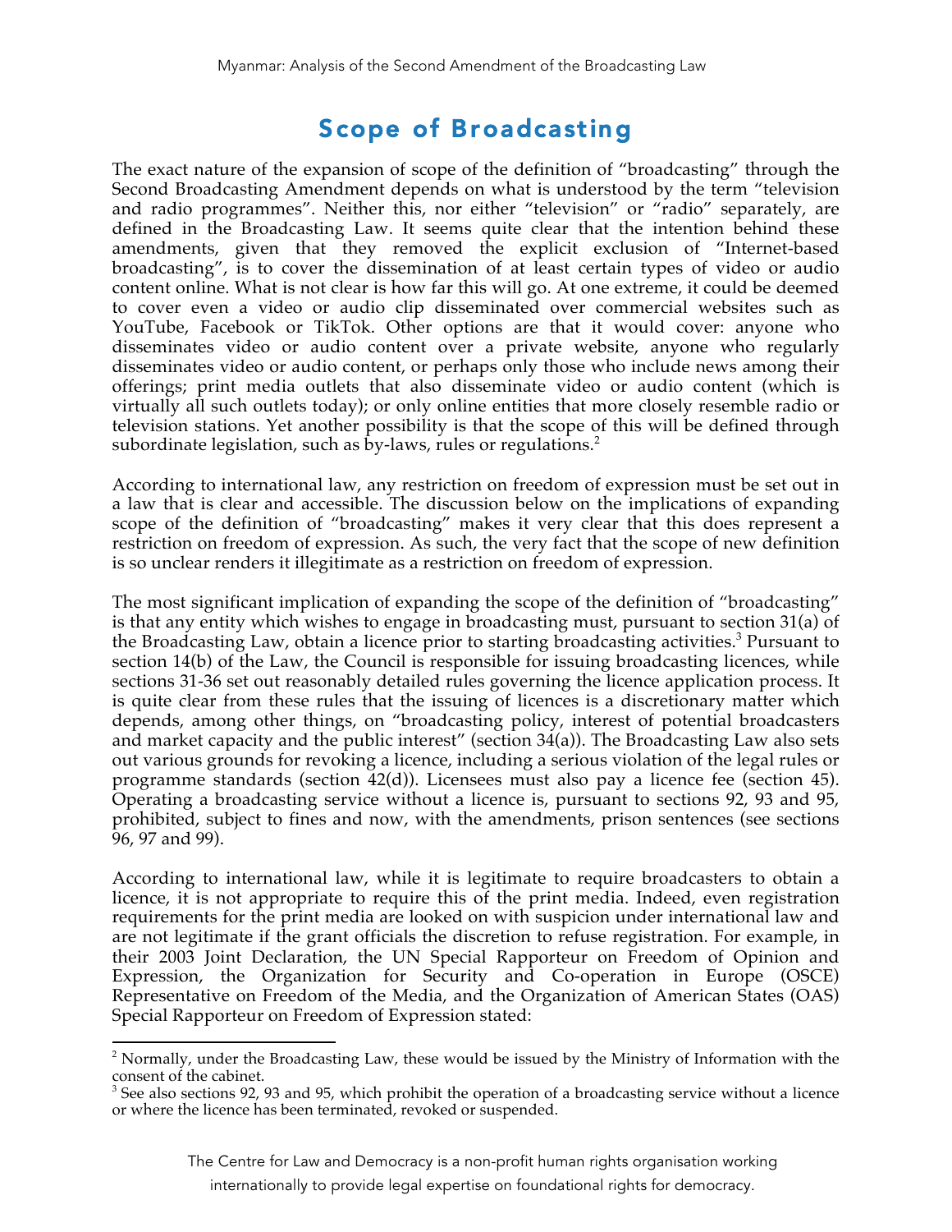# Scope of Broadcasting

The exact nature of the expansion of scope of the definition of "broadcasting" through the Second Broadcasting Amendment depends on what is understood by the term "television and radio programmes". Neither this, nor either "television" or "radio" separately, are defined in the Broadcasting Law. It seems quite clear that the intention behind these amendments, given that they removed the explicit exclusion of "Internet-based broadcasting", is to cover the dissemination of at least certain types of video or audio content online. What is not clear is how far this will go. At one extreme, it could be deemed to cover even a video or audio clip disseminated over commercial websites such as YouTube, Facebook or TikTok. Other options are that it would cover: anyone who disseminates video or audio content over a private website, anyone who regularly disseminates video or audio content, or perhaps only those who include news among their offerings; print media outlets that also disseminate video or audio content (which is virtually all such outlets today); or only online entities that more closely resemble radio or television stations. Yet another possibility is that the scope of this will be defined through subordinate legislation, such as by-laws, rules or regulations.[2]

According to international law, any restriction on freedom of expression must be set out in a law that is clear and accessible. The discussion below on the implications of expanding scope of the definition of "broadcasting" makes it very clear that this does represent a restriction on freedom of expression. As such, the very fact that the scope of new definition is so unclear renders it illegitimate as a restriction on freedom of expression.

The most significant implication of expanding the scope of the definition of "broadcasting" is that any entity which wishes to engage in broadcasting must, pursuant to section 31(a) of the Broadcasting Law, obtain a licence prior to starting broadcasting activities.[3] Pursuant to section 14(b) of the Law, the Council is responsible for issuing broadcasting licences, while sections 31-36 set out reasonably detailed rules governing the licence application process. It is quite clear from these rules that the issuing of licences is a discretionary matter which depends, among other things, on "broadcasting policy, interest of potential broadcasters and market capacity and the public interest" (section 34(a)). The Broadcasting Law also sets out various grounds for revoking a licence, including a serious violation of the legal rules or programme standards (section 42(d)). Licensees must also pay a licence fee (section 45). Operating a broadcasting service without a licence is, pursuant to sections 92, 93 and 95, prohibited, subject to fines and now, with the amendments, prison sentences (see sections 96, 97 and 99).

According to international law, while it is legitimate to require broadcasters to obtain a licence, it is not appropriate to require this of the print media. Indeed, even registration requirements for the print media are looked on with suspicion under international law and are not legitimate if the grant officials the discretion to refuse registration. For example, in their 2003 Joint Declaration, the UN Special Rapporteur on Freedom of Opinion and Expression, the Organization for Security and Co-operation in Europe (OSCE) Representative on Freedom of the Media, and the Organization of American States (OAS) Special Rapporteur on Freedom of Expression stated:

---

[2] Normally, under the Broadcasting Law, these would be issued by the Ministry of Information with the consent of the cabinet.

[3] See also sections 92, 93 and 95, which prohibit the operation of a broadcasting service without a licence or where the licence has been terminated, revoked or suspended.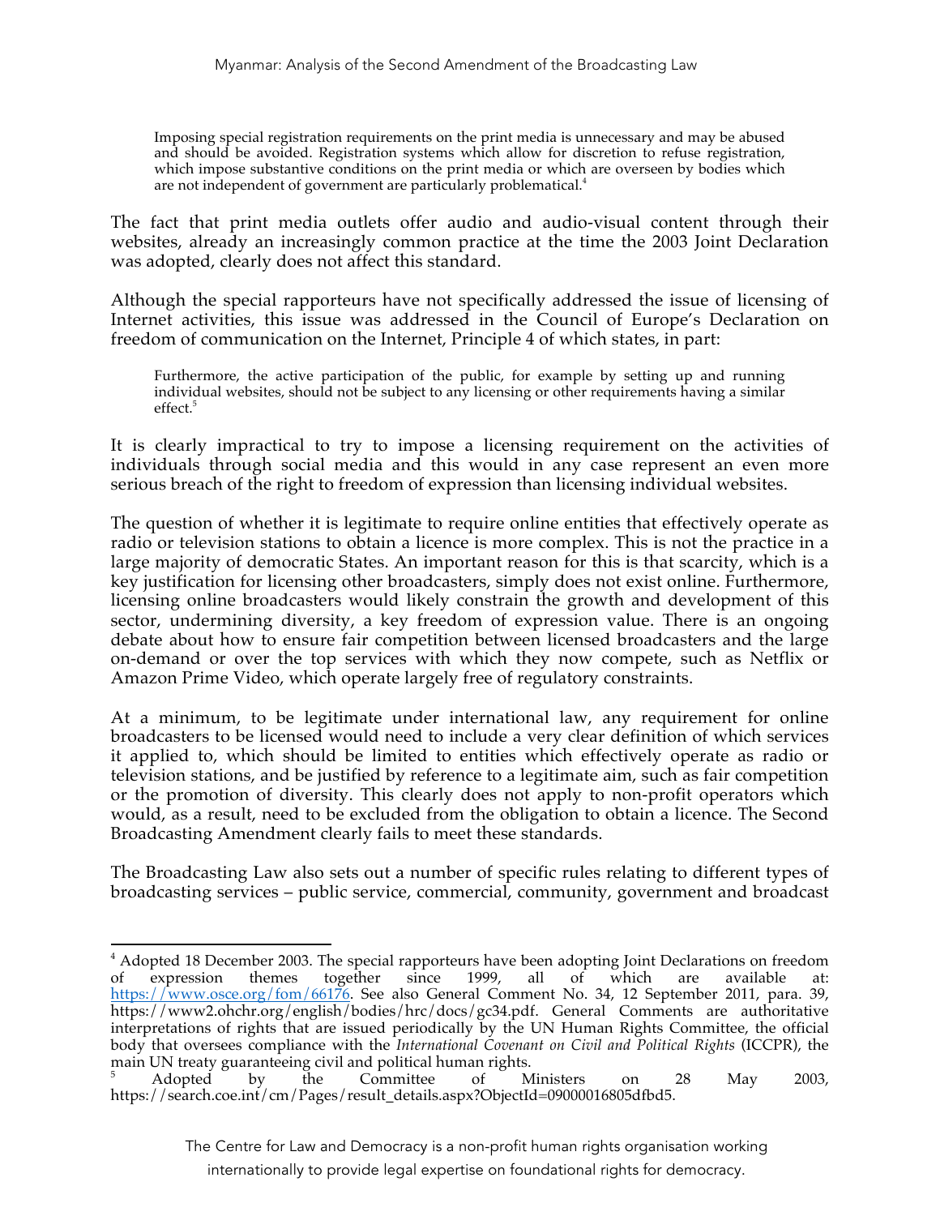> Imposing special registration requirements on the print media is unnecessary and may be abused and should be avoided. Registration systems which allow for discretion to refuse registration, which impose substantive conditions on the print media or which are overseen by bodies which are not independent of government are particularly problematical.[4]

The fact that print media outlets offer audio and audio-visual content through their websites, already an increasingly common practice at the time the 2003 Joint Declaration was adopted, clearly does not affect this standard.

Although the special rapporteurs have not specifically addressed the issue of licensing of Internet activities, this issue was addressed in the Council of Europe's Declaration on freedom of communication on the Internet, Principle 4 of which states, in part:

> Furthermore, the active participation of the public, for example by setting up and running individual websites, should not be subject to any licensing or other requirements having a similar effect.[5]

It is clearly impractical to try to impose a licensing requirement on the activities of individuals through social media and this would in any case represent an even more serious breach of the right to freedom of expression than licensing individual websites.

The question of whether it is legitimate to require online entities that effectively operate as radio or television stations to obtain a licence is more complex. This is not the practice in a large majority of democratic States. An important reason for this is that scarcity, which is a key justification for licensing other broadcasters, simply does not exist online. Furthermore, licensing online broadcasters would likely constrain the growth and development of this sector, undermining diversity, a key freedom of expression value. There is an ongoing debate about how to ensure fair competition between licensed broadcasters and the large on-demand or over the top services with which they now compete, such as Netflix or Amazon Prime Video, which operate largely free of regulatory constraints.

At a minimum, to be legitimate under international law, any requirement for online broadcasters to be licensed would need to include a very clear definition of which services it applied to, which should be limited to entities which effectively operate as radio or television stations, and be justified by reference to a legitimate aim, such as fair competition or the promotion of diversity. This clearly does not apply to non-profit operators which would, as a result, need to be excluded from the obligation to obtain a licence. The Second Broadcasting Amendment clearly fails to meet these standards.

The Broadcasting Law also sets out a number of specific rules relating to different types of broadcasting services – public service, commercial, community, government and broadcast

---

[4] Adopted 18 December 2003. The special rapporteurs have been adopting Joint Declarations on freedom of expression themes together since 1999, all of which are available at: https://www.osce.org/fom/66176. See also General Comment No. 34, 12 September 2011, para. 39, https://www2.ohchr.org/english/bodies/hrc/docs/gc34.pdf. General Comments are authoritative interpretations of rights that are issued periodically by the UN Human Rights Committee, the official body that oversees compliance with the *International Covenant on Civil and Political Rights* (ICCPR), the main UN treaty guaranteeing civil and political human rights.

[5] Adopted by the Committee of Ministers on 28 May 2003, https://search.coe.int/cm/Pages/result_details.aspx?ObjectId=09000016805dfbd5.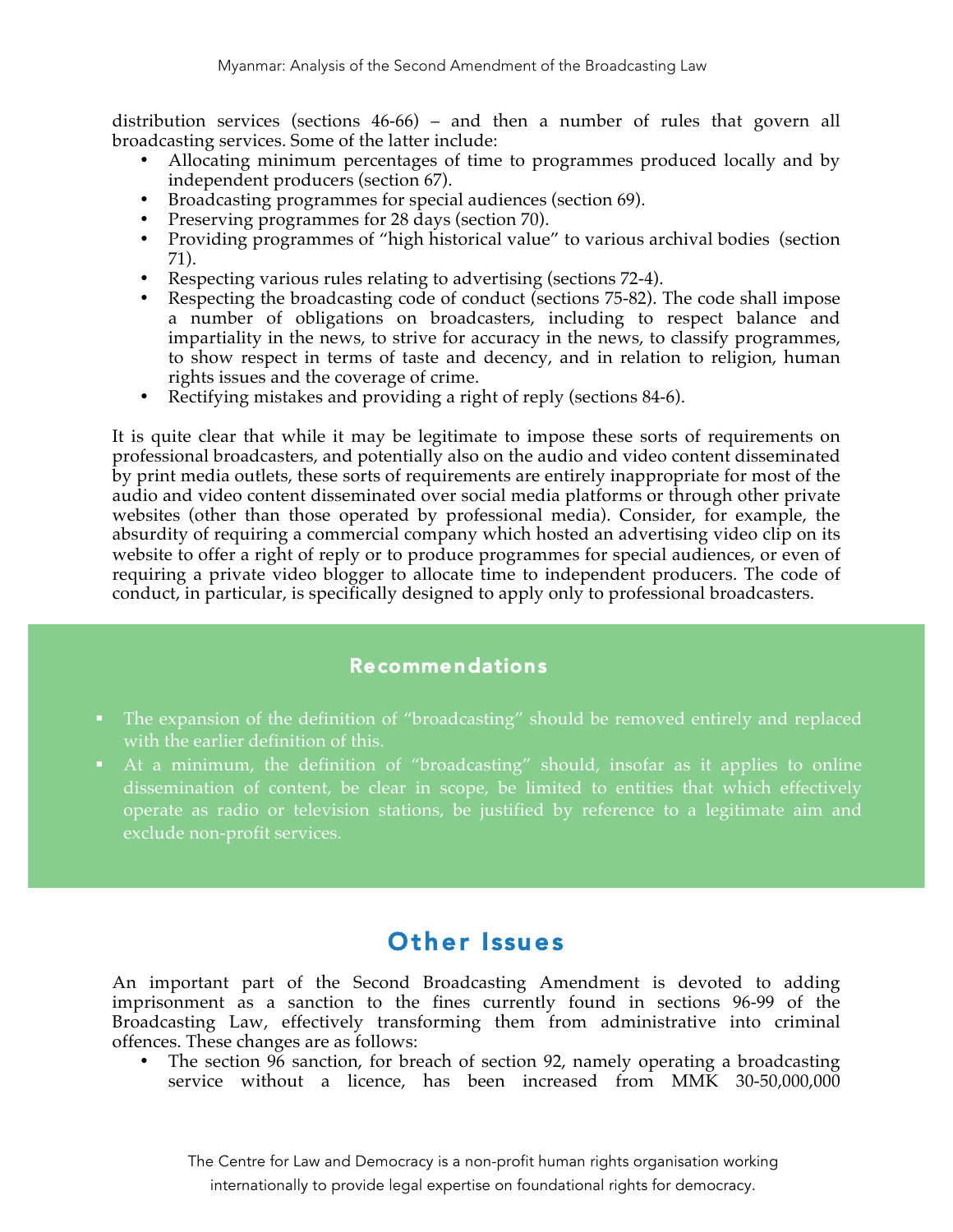distribution services (sections 46-66) – and then a number of rules that govern all broadcasting services. Some of the latter include:

- Allocating minimum percentages of time to programmes produced locally and by independent producers (section 67).
- Broadcasting programmes for special audiences (section 69).
- Preserving programmes for 28 days (section 70).
- Providing programmes of "high historical value" to various archival bodies (section 71).
- Respecting various rules relating to advertising (sections 72-4).
- Respecting the broadcasting code of conduct (sections 75-82). The code shall impose a number of obligations on broadcasters, including to respect balance and impartiality in the news, to strive for accuracy in the news, to classify programmes, to show respect in terms of taste and decency, and in relation to religion, human rights issues and the coverage of crime.
- Rectifying mistakes and providing a right of reply (sections 84-6).

It is quite clear that while it may be legitimate to impose these sorts of requirements on professional broadcasters, and potentially also on the audio and video content disseminated by print media outlets, these sorts of requirements are entirely inappropriate for most of the audio and video content disseminated over social media platforms or through other private websites (other than those operated by professional media). Consider, for example, the absurdity of requiring a commercial company which hosted an advertising video clip on its website to offer a right of reply or to produce programmes for special audiences, or even of requiring a private video blogger to allocate time to independent producers. The code of conduct, in particular, is specifically designed to apply only to professional broadcasters.

### Recommendations

- The expansion of the definition of "broadcasting" should be removed entirely and replaced with the earlier definition of this.
- At a minimum, the definition of "broadcasting" should, insofar as it applies to online dissemination of content, be clear in scope, be limited to entities that which effectively operate as radio or television stations, be justified by reference to a legitimate aim and exclude non-profit services.

## Other Issues

An important part of the Second Broadcasting Amendment is devoted to adding imprisonment as a sanction to the fines currently found in sections 96-99 of the Broadcasting Law, effectively transforming them from administrative into criminal offences. These changes are as follows:

- The section 96 sanction, for breach of section 92, namely operating a broadcasting service without a licence, has been increased from MMK 30-50,000,000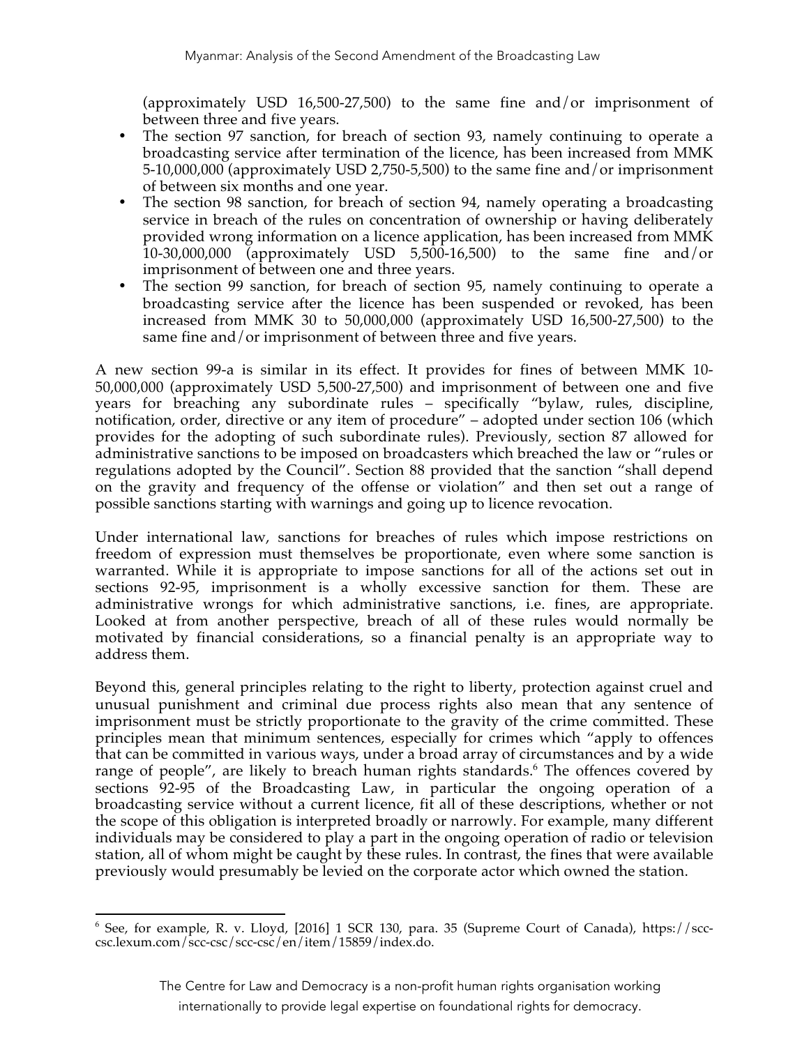(approximately USD 16,500-27,500) to the same fine and/or imprisonment of between three and five years.

- The section 97 sanction, for breach of section 93, namely continuing to operate a broadcasting service after termination of the licence, has been increased from MMK 5-10,000,000 (approximately USD 2,750-5,500) to the same fine and/or imprisonment of between six months and one year.
- The section 98 sanction, for breach of section 94, namely operating a broadcasting service in breach of the rules on concentration of ownership or having deliberately provided wrong information on a licence application, has been increased from MMK 10-30,000,000 (approximately USD 5,500-16,500) to the same fine and/or imprisonment of between one and three years.
- The section 99 sanction, for breach of section 95, namely continuing to operate a broadcasting service after the licence has been suspended or revoked, has been increased from MMK 30 to 50,000,000 (approximately USD 16,500-27,500) to the same fine and/or imprisonment of between three and five years.

A new section 99-a is similar in its effect. It provides for fines of between MMK 10-50,000,000 (approximately USD 5,500-27,500) and imprisonment of between one and five years for breaching any subordinate rules – specifically "bylaw, rules, discipline, notification, order, directive or any item of procedure" – adopted under section 106 (which provides for the adopting of such subordinate rules). Previously, section 87 allowed for administrative sanctions to be imposed on broadcasters which breached the law or "rules or regulations adopted by the Council". Section 88 provided that the sanction "shall depend on the gravity and frequency of the offense or violation" and then set out a range of possible sanctions starting with warnings and going up to licence revocation.

Under international law, sanctions for breaches of rules which impose restrictions on freedom of expression must themselves be proportionate, even where some sanction is warranted. While it is appropriate to impose sanctions for all of the actions set out in sections 92-95, imprisonment is a wholly excessive sanction for them. These are administrative wrongs for which administrative sanctions, i.e. fines, are appropriate. Looked at from another perspective, breach of all of these rules would normally be motivated by financial considerations, so a financial penalty is an appropriate way to address them.

Beyond this, general principles relating to the right to liberty, protection against cruel and unusual punishment and criminal due process rights also mean that any sentence of imprisonment must be strictly proportionate to the gravity of the crime committed. These principles mean that minimum sentences, especially for crimes which "apply to offences that can be committed in various ways, under a broad array of circumstances and by a wide range of people", are likely to breach human rights standards.[6] The offences covered by sections 92-95 of the Broadcasting Law, in particular the ongoing operation of a broadcasting service without a current licence, fit all of these descriptions, whether or not the scope of this obligation is interpreted broadly or narrowly. For example, many different individuals may be considered to play a part in the ongoing operation of radio or television station, all of whom might be caught by these rules. In contrast, the fines that were available previously would presumably be levied on the corporate actor which owned the station.

---

[6] See, for example, R. v. Lloyd, [2016] 1 SCR 130, para. 35 (Supreme Court of Canada), https://scc-csc.lexum.com/scc-csc/scc-csc/en/item/15859/index.do.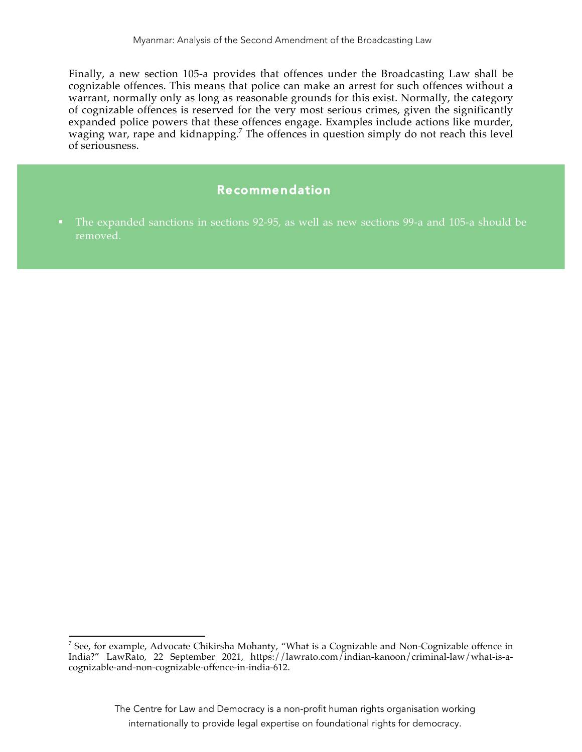Finally, a new section 105-a provides that offences under the Broadcasting Law shall be cognizable offences. This means that police can make an arrest for such offences without a warrant, normally only as long as reasonable grounds for this exist. Normally, the category of cognizable offences is reserved for the very most serious crimes, given the significantly expanded police powers that these offences engage. Examples include actions like murder, waging war, rape and kidnapping.[7] The offences in question simply do not reach this level of seriousness.

## Recommendation

- The expanded sanctions in sections 92-95, as well as new sections 99-a and 105-a should be removed.

[7] See, for example, Advocate Chikirsha Mohanty, "What is a Cognizable and Non-Cognizable offence in India?" LawRato, 22 September 2021, https://lawrato.com/indian-kanoon/criminal-law/what-is-a-cognizable-and-non-cognizable-offence-in-india-612.

The Centre for Law and Democracy is a non-profit human rights organisation working internationally to provide legal expertise on foundational rights for democracy.